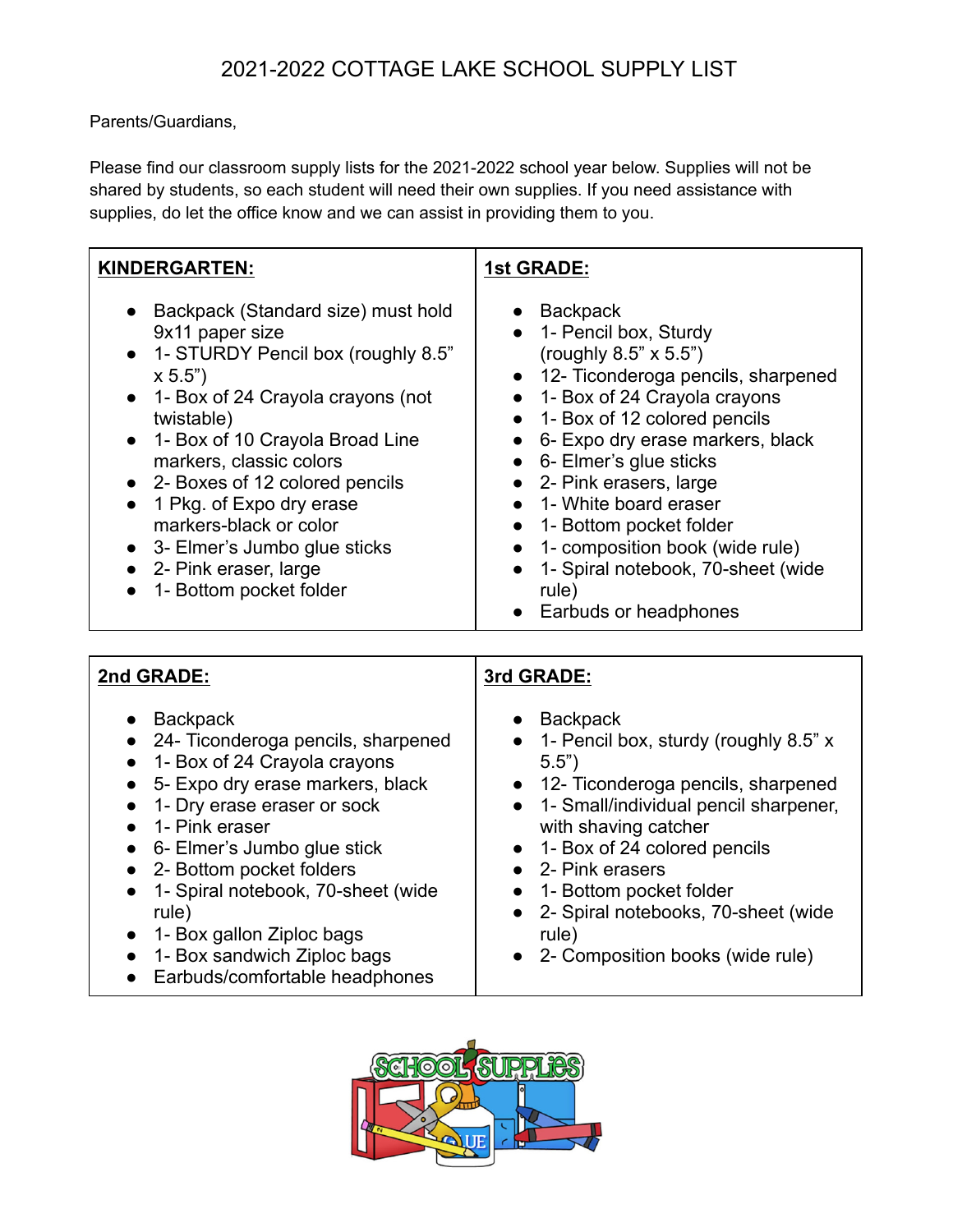# 2021-2022 COTTAGE LAKE SCHOOL SUPPLY LIST

Parents/Guardians,

Please find our classroom supply lists for the 2021-2022 school year below. Supplies will not be shared by students, so each student will need their own supplies. If you need assistance with supplies, do let the office know and we can assist in providing them to you.

## KINDERGARTEN:

- Backpack (Standard size) must hold 9x11 paper size
- 1- STURDY Pencil box (roughly 8.5" x 5.5")
- 1- Box of 24 Crayola crayons (not twistable)
- 1- Box of 10 Crayola Broad Line markers, classic colors
- 2- Boxes of 12 colored pencils
- 1 Pkg. of Expo dry erase markers-black or color
- 3- Elmer's Jumbo glue sticks
- 2- Pink eraser, large
- 1- Bottom pocket folder

## 1st GRADE:

- Backpack
- 1- Pencil box, Sturdy (roughly 8.5" x 5.5")
- 12- Ticonderoga pencils, sharpened
- 1- Box of 24 Crayola crayons
- 1- Box of 12 colored pencils
- 6- Expo dry erase markers, black
- 6- Elmer's glue sticks
- 2- Pink erasers, large
- 1- White board eraser
- 1- Bottom pocket folder
- 1- composition book (wide rule)
- 1- Spiral notebook, 70-sheet (wide rule)
- Earbuds or headphones

## 2nd GRADE:

- Backpack
- 24- Ticonderoga pencils, sharpened
- 1- Box of 24 Crayola crayons
- 5- Expo dry erase markers, black
- 1- Dry erase eraser or sock
- 1- Pink eraser
- 6- Elmer's Jumbo glue stick
- 2- Bottom pocket folders
- 1- Spiral notebook, 70-sheet (wide rule)
- 1- Box gallon Ziploc bags
- 1- Box sandwich Ziploc bags
- Earbuds/comfortable headphones

## 3rd GRADE:

- Backpack
- 1- Pencil box, sturdy (roughly 8.5" x 5.5")
- 12- Ticonderoga pencils, sharpened
- 1- Small/individual pencil sharpener, with shaving catcher
- 1- Box of 24 colored pencils
- 2- Pink erasers
- 1- Bottom pocket folder
- 2- Spiral notebooks, 70-sheet (wide rule)
- 2- Composition books (wide rule)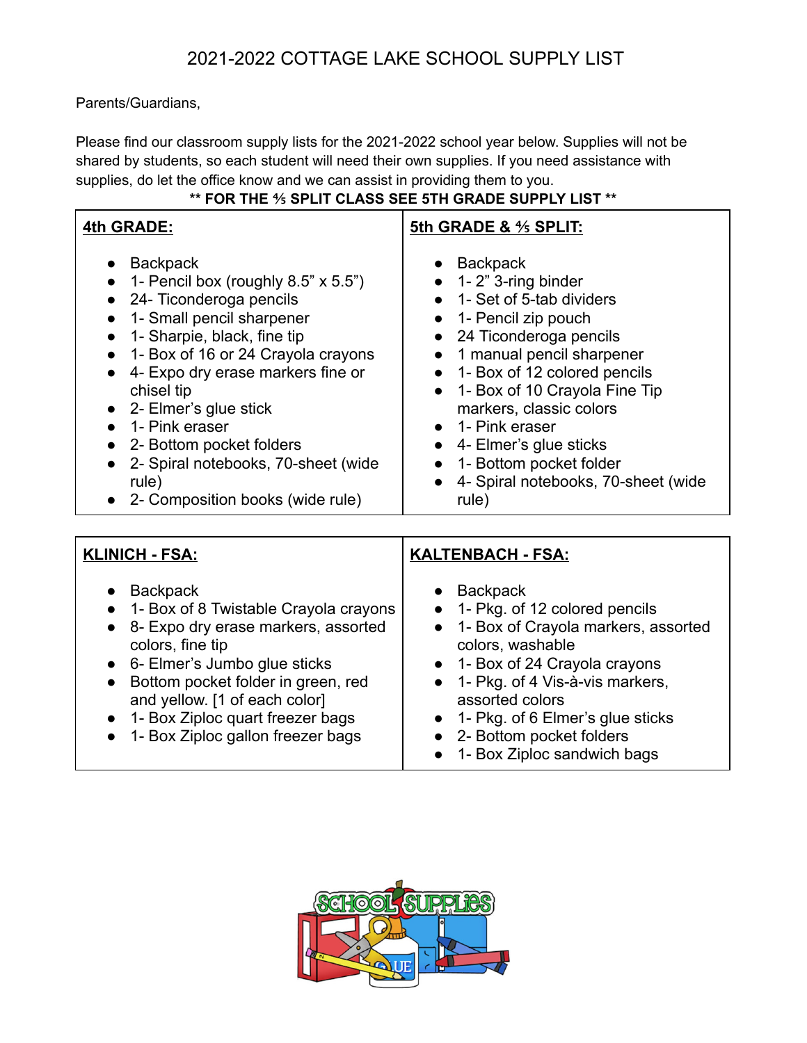# 2021-2022 COTTAGE LAKE SCHOOL SUPPLY LIST

Parents/Guardians,

Please find our classroom supply lists for the 2021-2022 school year below. Supplies will not be shared by students, so each student will need their own supplies. If you need assistance with supplies, do let the office know and we can assist in providing them to you.

**\*\* FOR THE ⅘ SPLIT CLASS SEE 5TH GRADE SUPPLY LIST \*\***

## 4th GRADE:

- Backpack
- 1- Pencil box (roughly 8.5” x 5.5”)
- 24- Ticonderoga pencils
- 1- Small pencil sharpener
- 1- Sharpie, black, fine tip
- 1- Box of 16 or 24 Crayola crayons
- 4- Expo dry erase markers fine or chisel tip
- 2- Elmer’s glue stick
- 1- Pink eraser
- 2- Bottom pocket folders
- 2- Spiral notebooks, 70-sheet (wide rule)
- 2- Composition books (wide rule)

## 5th GRADE & ⅘ SPLIT:

- Backpack
- 1- 2” 3-ring binder
- 1- Set of 5-tab dividers
- 1- Pencil zip pouch
- 24 Ticonderoga pencils
- 1 manual pencil sharpener
- 1- Box of 12 colored pencils
- 1- Box of 10 Crayola Fine Tip markers, classic colors
- 1- Pink eraser
- 4- Elmer’s glue sticks
- 1- Bottom pocket folder
- 4- Spiral notebooks, 70-sheet (wide rule)

## KLINICH - FSA:

- Backpack
- 1- Box of 8 Twistable Crayola crayons
- 8- Expo dry erase markers, assorted colors, fine tip
- 6- Elmer’s Jumbo glue sticks
- Bottom pocket folder in green, red and yellow. [1 of each color]
- 1- Box Ziploc quart freezer bags
- 1- Box Ziploc gallon freezer bags

## KALTENBACH - FSA:

- Backpack
- 1- Pkg. of 12 colored pencils
- 1- Box of Crayola markers, assorted colors, washable
- 1- Box of 24 Crayola crayons
- 1- Pkg. of 4 Vis-à-vis markers, assorted colors
- 1- Pkg. of 6 Elmer’s glue sticks
- 2- Bottom pocket folders
- 1- Box Ziploc sandwich bags